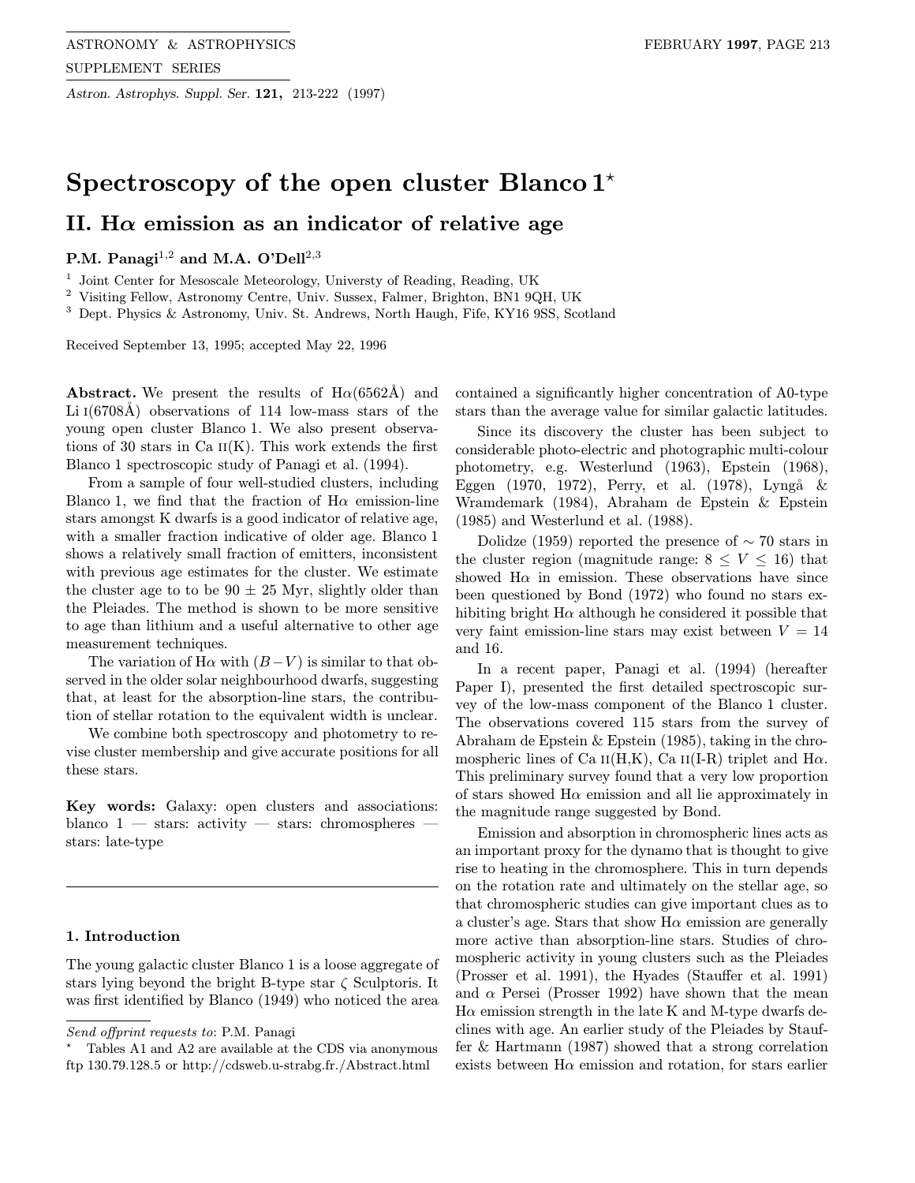# Spectroscopy of the open cluster Blanco 1*

## II. H$\alpha$ emission as an indicator of relative age

**P.M. Panagi**[1,2] **and M.A. O'Dell**[2,3]

[1] Joint Center for Mesoscale Meteorology, Universty of Reading, Reading, UK
[2] Visiting Fellow, Astronomy Centre, Univ. Sussex, Falmer, Brighton, BN1 9QH, UK
[3] Dept. Physics & Astronomy, Univ. St. Andrews, North Haugh, Fife, KY16 9SS, Scotland

Received September 13, 1995; accepted May 22, 1996

**Abstract.** We present the results of H$\alpha$(6562Å) and Li I(6708Å) observations of 114 low-mass stars of the young open cluster Blanco 1. We also present observations of 30 stars in Ca II(K). This work extends the first Blanco 1 spectroscopic study of Panagi et al. (1994).

From a sample of four well-studied clusters, including Blanco 1, we find that the fraction of H$\alpha$ emission-line stars amongst K dwarfs is a good indicator of relative age, with a smaller fraction indicative of older age. Blanco 1 shows a relatively small fraction of emitters, inconsistent with previous age estimates for the cluster. We estimate the cluster age to to be $90 \pm 25$ Myr, slightly older than the Pleiades. The method is shown to be more sensitive to age than lithium and a useful alternative to other age measurement techniques.

The variation of H$\alpha$ with $(B-V)$ is similar to that observed in the older solar neighbourhood dwarfs, suggesting that, at least for the absorption-line stars, the contribution of stellar rotation to the equivalent width is unclear.

We combine both spectroscopy and photometry to revise cluster membership and give accurate positions for all these stars.

**Key words:** Galaxy: open clusters and associations: blanco 1 — stars: activity — stars: chromospheres — stars: late-type

### 1. Introduction

The young galactic cluster Blanco 1 is a loose aggregate of stars lying beyond the bright B-type star $\zeta$ Sculptoris. It was first identified by Blanco (1949) who noticed the area contained a significantly higher concentration of A0-type stars than the average value for similar galactic latitudes.

Since its discovery the cluster has been subject to considerable photo-electric and photographic multi-colour photometry, e.g. Westerlund (1963), Epstein (1968), Eggen (1970, 1972), Perry, et al. (1978), Lyngå & Wramdemark (1984), Abraham de Epstein & Epstein (1985) and Westerlund et al. (1988).

Dolidze (1959) reported the presence of $\sim 70$ stars in the cluster region (magnitude range: $8 \leq V \leq 16$) that showed H$\alpha$ in emission. These observations have since been questioned by Bond (1972) who found no stars exhibiting bright H$\alpha$ although he considered it possible that very faint emission-line stars may exist between $V = 14$ and 16.

In a recent paper, Panagi et al. (1994) (hereafter Paper I), presented the first detailed spectroscopic survey of the low-mass component of the Blanco 1 cluster. The observations covered 115 stars from the survey of Abraham de Epstein & Epstein (1985), taking in the chromospheric lines of Ca II(H,K), Ca II(I-R) triplet and H$\alpha$. This preliminary survey found that a very low proportion of stars showed H$\alpha$ emission and all lie approximately in the magnitude range suggested by Bond.

Emission and absorption in chromospheric lines acts as an important proxy for the dynamo that is thought to give rise to heating in the chromosphere. This in turn depends on the rotation rate and ultimately on the stellar age, so that chromospheric studies can give important clues as to a cluster's age. Stars that show H$\alpha$ emission are generally more active than absorption-line stars. Studies of chromospheric activity in young clusters such as the Pleiades (Prosser et al. 1991), the Hyades (Stauffer et al. 1991) and $\alpha$ Persei (Prosser 1992) have shown that the mean H$\alpha$ emission strength in the late K and M-type dwarfs declines with age. An earlier study of the Pleiades by Stauffer & Hartmann (1987) showed that a strong correlation exists between H$\alpha$ emission and rotation, for stars earlier

---

*Send offprint requests to*: P.M. Panagi

* Tables A1 and A2 are available at the CDS via anonymous ftp 130.79.128.5 or http://cdsweb.u-strabg.fr./Abstract.html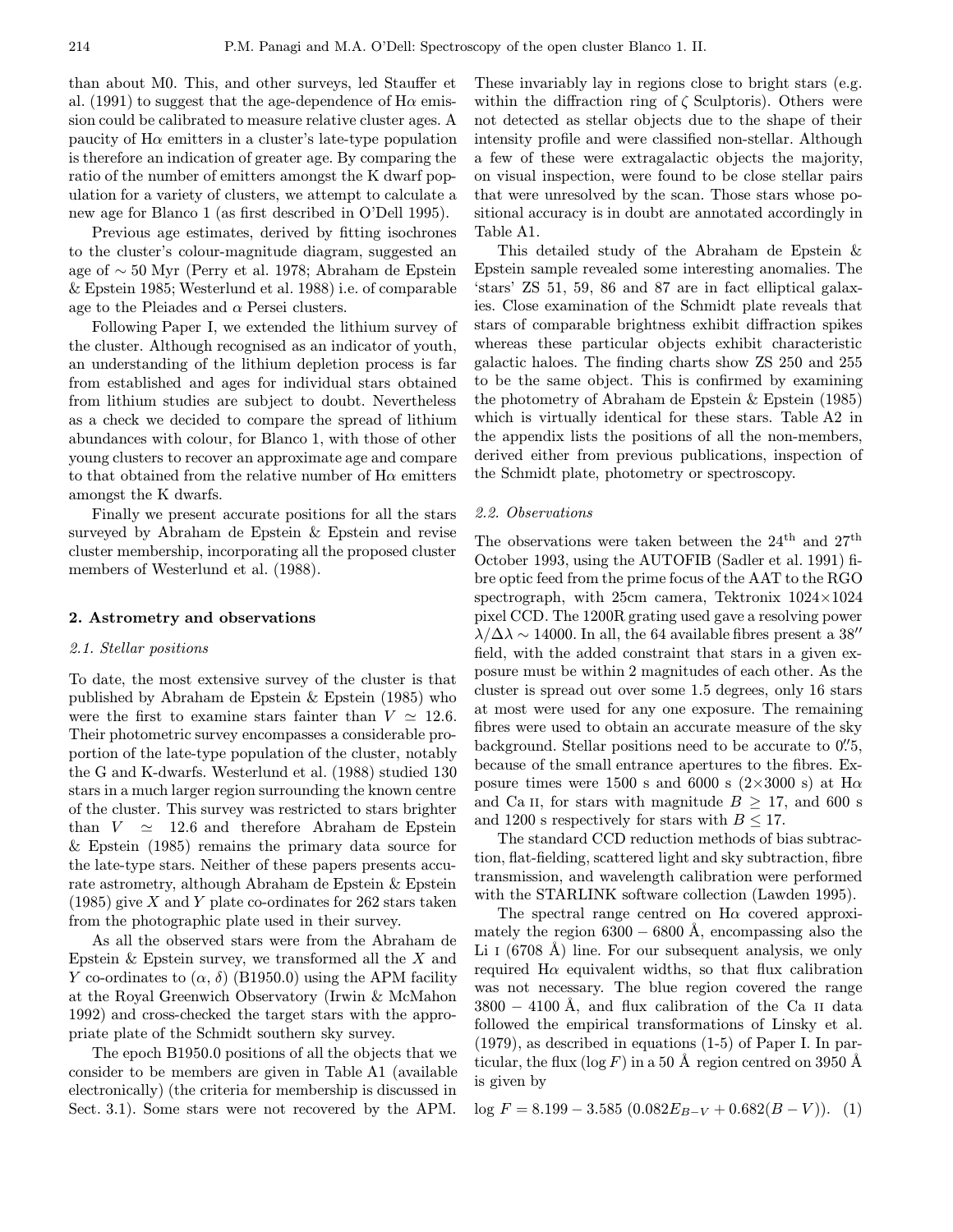than about M0. This, and other surveys, led Stauffer et al. (1991) to suggest that the age-dependence of H$\alpha$ emission could be calibrated to measure relative cluster ages. A paucity of H$\alpha$ emitters in a cluster's late-type population is therefore an indication of greater age. By comparing the ratio of the number of emitters amongst the K dwarf population for a variety of clusters, we attempt to calculate a new age for Blanco 1 (as first described in O'Dell 1995).

Previous age estimates, derived by fitting isochrones to the cluster's colour-magnitude diagram, suggested an age of $\sim 50$ Myr (Perry et al. 1978; Abraham de Epstein & Epstein 1985; Westerlund et al. 1988) i.e. of comparable age to the Pleiades and $\alpha$ Persei clusters.

Following Paper I, we extended the lithium survey of the cluster. Although recognised as an indicator of youth, an understanding of the lithium depletion process is far from established and ages for individual stars obtained from lithium studies are subject to doubt. Nevertheless as a check we decided to compare the spread of lithium abundances with colour, for Blanco 1, with those of other young clusters to recover an approximate age and compare to that obtained from the relative number of H$\alpha$ emitters amongst the K dwarfs.

Finally we present accurate positions for all the stars surveyed by Abraham de Epstein & Epstein and revise cluster membership, incorporating all the proposed cluster members of Westerlund et al. (1988).

## 2. Astrometry and observations

### 2.1. Stellar positions

To date, the most extensive survey of the cluster is that published by Abraham de Epstein & Epstein (1985) who were the first to examine stars fainter than $V \simeq 12.6$. Their photometric survey encompasses a considerable proportion of the late-type population of the cluster, notably the G and K-dwarfs. Westerlund et al. (1988) studied 130 stars in a much larger region surrounding the known centre of the cluster. This survey was restricted to stars brighter than $V \simeq 12.6$ and therefore Abraham de Epstein & Epstein (1985) remains the primary data source for the late-type stars. Neither of these papers presents accurate astrometry, although Abraham de Epstein & Epstein (1985) give $X$ and $Y$ plate co-ordinates for 262 stars taken from the photographic plate used in their survey.

As all the observed stars were from the Abraham de Epstein & Epstein survey, we transformed all the $X$ and $Y$ co-ordinates to $(\alpha, \delta)$ (B1950.0) using the APM facility at the Royal Greenwich Observatory (Irwin & McMahon 1992) and cross-checked the target stars with the appropriate plate of the Schmidt southern sky survey.

The epoch B1950.0 positions of all the objects that we consider to be members are given in Table A1 (available electronically) (the criteria for membership is discussed in Sect. 3.1). Some stars were not recovered by the APM. These invariably lay in regions close to bright stars (e.g. within the diffraction ring of $\zeta$ Sculptoris). Others were not detected as stellar objects due to the shape of their intensity profile and were classified non-stellar. Although a few of these were extragalactic objects the majority, on visual inspection, were found to be close stellar pairs that were unresolved by the scan. Those stars whose positional accuracy is in doubt are annotated accordingly in Table A1.

This detailed study of the Abraham de Epstein & Epstein sample revealed some interesting anomalies. The 'stars' ZS 51, 59, 86 and 87 are in fact elliptical galaxies. Close examination of the Schmidt plate reveals that stars of comparable brightness exhibit diffraction spikes whereas these particular objects exhibit characteristic galactic haloes. The finding charts show ZS 250 and 255 to be the same object. This is confirmed by examining the photometry of Abraham de Epstein & Epstein (1985) which is virtually identical for these stars. Table A2 in the appendix lists the positions of all the non-members, derived either from previous publications, inspection of the Schmidt plate, photometry or spectroscopy.

### 2.2. Observations

The observations were taken between the 24$^{\rm th}$ and 27$^{\rm th}$ October 1993, using the AUTOFIB (Sadler et al. 1991) fibre optic feed from the prime focus of the AAT to the RGO spectrograph, with 25cm camera, Tektronix 1024×1024 pixel CCD. The 1200R grating used gave a resolving power $\lambda/\Delta\lambda \sim 14000$. In all, the 64 available fibres present a 38$''$ field, with the added constraint that stars in a given exposure must be within 2 magnitudes of each other. As the cluster is spread out over some 1.5 degrees, only 16 stars at most were used for any one exposure. The remaining fibres were used to obtain an accurate measure of the sky background. Stellar positions need to be accurate to 0$\farcs$5, because of the small entrance apertures to the fibres. Exposure times were 1500 s and 6000 s (2×3000 s) at H$\alpha$ and Ca II, for stars with magnitude $B \geq 17$, and 600 s and 1200 s respectively for stars with $B \leq 17$.

The standard CCD reduction methods of bias subtraction, flat-fielding, scattered light and sky subtraction, fibre transmission, and wavelength calibration were performed with the STARLINK software collection (Lawden 1995).

The spectral range centred on H$\alpha$ covered approximately the region 6300 − 6800 Å, encompassing also the Li I (6708 Å) line. For our subsequent analysis, we only required H$\alpha$ equivalent widths, so that flux calibration was not necessary. The blue region covered the range 3800 − 4100 Å, and flux calibration of the Ca II data followed the empirical transformations of Linsky et al. (1979), as described in equations (1-5) of Paper I. In particular, the flux ($\log F$) in a 50 Å region centred on 3950 Å is given by

$$\log F = 8.199 - 3.585\ (0.082 E_{B-V} + 0.682(B-V)). \quad (1)$$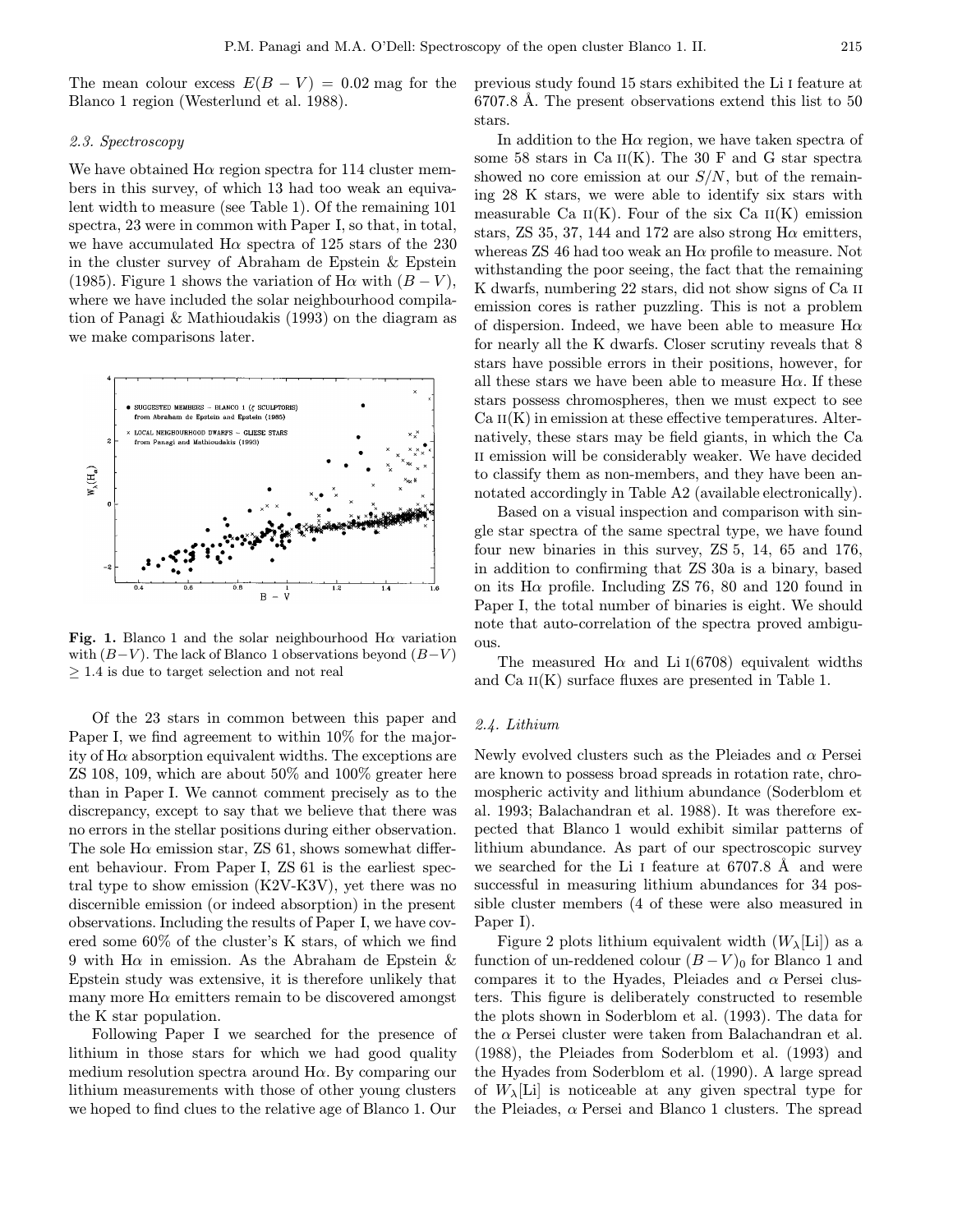The mean colour excess $E(B-V) = 0.02$ mag for the Blanco 1 region (Westerlund et al. 1988).

### 2.3. Spectroscopy

We have obtained Hα region spectra for 114 cluster members in this survey, of which 13 had too weak an equivalent width to measure (see Table 1). Of the remaining 101 spectra, 23 were in common with Paper I, so that, in total, we have accumulated Hα spectra of 125 stars of the 230 in the cluster survey of Abraham de Epstein & Epstein (1985). Figure 1 shows the variation of Hα with $(B-V)$, where we have included the solar neighbourhood compilation of Panagi & Mathioudakis (1993) on the diagram as we make comparisons later.

**Fig. 1.** Blanco 1 and the solar neighbourhood Hα variation with $(B-V)$. The lack of Blanco 1 observations beyond $(B-V) \geq 1.4$ is due to target selection and not real

Of the 23 stars in common between this paper and Paper I, we find agreement to within 10% for the majority of Hα absorption equivalent widths. The exceptions are ZS 108, 109, which are about 50% and 100% greater here than in Paper I. We cannot comment precisely as to the discrepancy, except to say that we believe that there was no errors in the stellar positions during either observation. The sole Hα emission star, ZS 61, shows somewhat different behaviour. From Paper I, ZS 61 is the earliest spectral type to show emission (K2V-K3V), yet there was no discernible emission (or indeed absorption) in the present observations. Including the results of Paper I, we have covered some 60% of the cluster's K stars, of which we find 9 with Hα in emission. As the Abraham de Epstein & Epstein study was extensive, it is therefore unlikely that many more Hα emitters remain to be discovered amongst the K star population.

Following Paper I we searched for the presence of lithium in those stars for which we had good quality medium resolution spectra around Hα. By comparing our lithium measurements with those of other young clusters we hoped to find clues to the relative age of Blanco 1. Our previous study found 15 stars exhibited the Li I feature at 6707.8 Å. The present observations extend this list to 50 stars.

In addition to the Hα region, we have taken spectra of some 58 stars in Ca II(K). The 30 F and G star spectra showed no core emission at our $S/N$, but of the remaining 28 K stars, we were able to identify six stars with measurable Ca II(K). Four of the six Ca II(K) emission stars, ZS 35, 37, 144 and 172 are also strong Hα emitters, whereas ZS 46 had too weak an Hα profile to measure. Not withstanding the poor seeing, the fact that the remaining K dwarfs, numbering 22 stars, did not show signs of Ca II emission cores is rather puzzling. This is not a problem of dispersion. Indeed, we have been able to measure Hα for nearly all the K dwarfs. Closer scrutiny reveals that 8 stars have possible errors in their positions, however, for all these stars we have been able to measure Hα. If these stars possess chromospheres, then we must expect to see Ca II(K) in emission at these effective temperatures. Alternatively, these stars may be field giants, in which the Ca II emission will be considerably weaker. We have decided to classify them as non-members, and they have been annotated accordingly in Table A2 (available electronically).

Based on a visual inspection and comparison with single star spectra of the same spectral type, we have found four new binaries in this survey, ZS 5, 14, 65 and 176, in addition to confirming that ZS 30a is a binary, based on its Hα profile. Including ZS 76, 80 and 120 found in Paper I, the total number of binaries is eight. We should note that auto-correlation of the spectra proved ambiguous.

The measured Hα and Li I(6708) equivalent widths and Ca II(K) surface fluxes are presented in Table 1.

### 2.4. Lithium

Newly evolved clusters such as the Pleiades and α Persei are known to possess broad spreads in rotation rate, chromospheric activity and lithium abundance (Soderblom et al. 1993; Balachandran et al. 1988). It was therefore expected that Blanco 1 would exhibit similar patterns of lithium abundance. As part of our spectroscopic survey we searched for the Li I feature at 6707.8 Å and were successful in measuring lithium abundances for 34 possible cluster members (4 of these were also measured in Paper I).

Figure 2 plots lithium equivalent width ($W_\lambda$[Li]) as a function of un-reddened colour $(B-V)_0$ for Blanco 1 and compares it to the Hyades, Pleiades and α Persei clusters. This figure is deliberately constructed to resemble the plots shown in Soderblom et al. (1993). The data for the α Persei cluster were taken from Balachandran et al. (1988), the Pleiades from Soderblom et al. (1993) and the Hyades from Soderblom et al. (1990). A large spread of $W_\lambda$[Li] is noticeable at any given spectral type for the Pleiades, α Persei and Blanco 1 clusters. The spread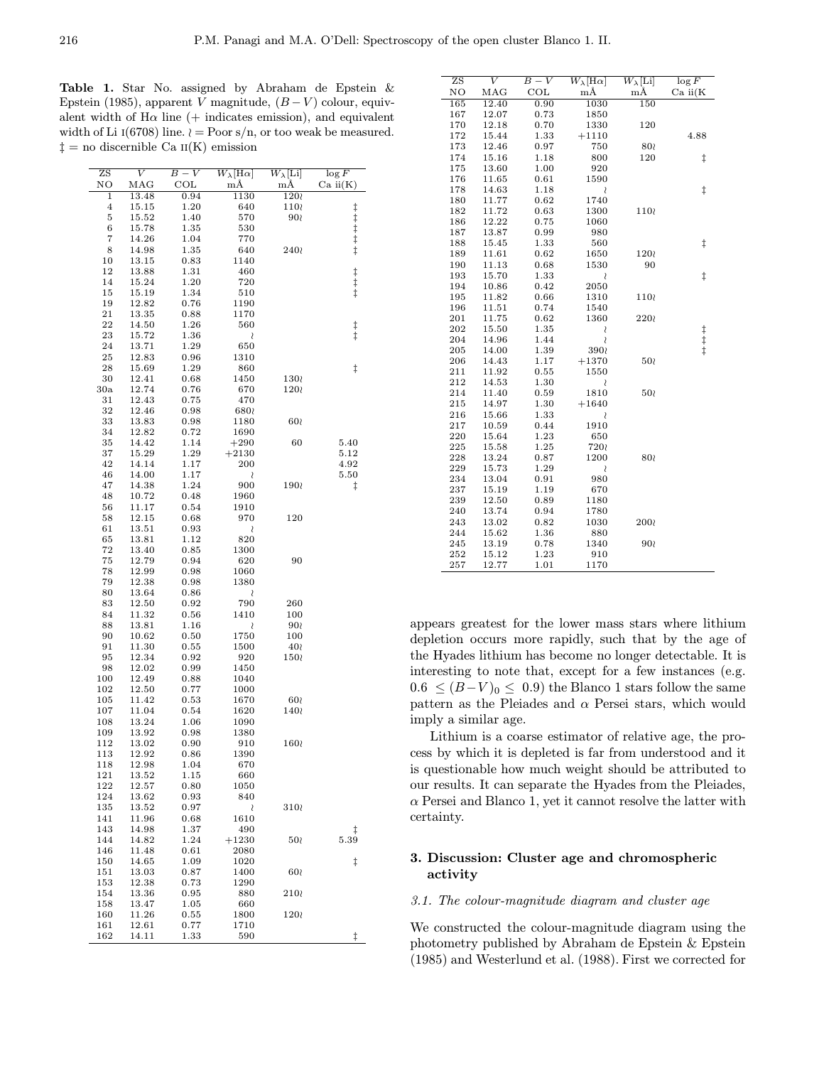**Table 1.** Star No. assigned by Abraham de Epstein & Epstein (1985), apparent $V$ magnitude, $(B-V)$ colour, equivalent width of Hα line (+ indicates emission), and equivalent width of Li I(6708) line. ≀ = Poor s/n, or too weak be measured. ‡ = no discernible Ca II(K) emission

| ZS NO | $V$ MAG | $B-V$ COL | $W_\lambda$[Hα] mÅ | $W_\lambda$[Li] mÅ | $\log F$ Ca II(K) |
|---|---|---|---|---|---|
| 1 | 13.48 | 0.94 | 1130 | 120≀ | |
| 4 | 15.15 | 1.20 | 640 | 110≀ | ‡ |
| 5 | 15.52 | 1.40 | 570 | 90≀ | ‡ |
| 6 | 15.78 | 1.35 | 530 | | ‡ |
| 7 | 14.26 | 1.04 | 770 | | ‡ |
| 8 | 14.98 | 1.35 | 640 | 240≀ | ‡ |
| 10 | 13.15 | 0.83 | 1140 | | |
| 12 | 13.88 | 1.31 | 460 | | ‡ |
| 14 | 15.24 | 1.20 | 720 | | ‡ |
| 15 | 15.19 | 1.34 | 510 | | ‡ |
| 19 | 12.82 | 0.76 | 1190 | | |
| 21 | 13.35 | 0.88 | 1170 | | |
| 22 | 14.50 | 1.26 | 560 | | ‡ |
| 23 | 15.72 | 1.36 | ≀ | | ‡ |
| 24 | 13.71 | 1.29 | 650 | | |
| 25 | 12.83 | 0.96 | 1310 | | |
| 28 | 15.69 | 1.29 | 860 | | ‡ |
| 30 | 12.41 | 0.68 | 1450 | 130≀ | |
| 30a | 12.74 | 0.76 | 670 | 120≀ | |
| 31 | 12.43 | 0.75 | 470 | | |
| 32 | 12.46 | 0.98 | 680≀ | | |
| 33 | 13.83 | 0.98 | 1180 | 60≀ | |
| 34 | 12.82 | 0.72 | 1690 | | |
| 35 | 14.42 | 1.14 | +290 | 60 | 5.40 |
| 37 | 15.29 | 1.29 | +2130 | | 5.12 |
| 42 | 14.14 | 1.17 | 200 | | 4.92 |
| 46 | 14.00 | 1.17 | ≀ | | 5.50 |
| 47 | 14.38 | 1.24 | 900 | 190≀ | ‡ |
| 48 | 10.72 | 0.48 | 1960 | | |
| 56 | 11.17 | 0.54 | 1910 | | |
| 58 | 12.15 | 0.68 | 970 | 120 | |
| 61 | 13.51 | 0.93 | ≀ | | |
| 65 | 13.81 | 1.12 | 820 | | |
| 72 | 13.40 | 0.85 | 1300 | | |
| 75 | 12.79 | 0.94 | 620 | 90 | |
| 78 | 12.99 | 0.98 | 1060 | | |
| 79 | 12.38 | 0.98 | 1380 | | |
| 80 | 13.64 | 0.86 | ≀ | | |
| 83 | 12.50 | 0.92 | 790 | 260 | |
| 84 | 11.32 | 0.56 | 1410 | 100 | |
| 88 | 13.81 | 1.16 | ≀ | 90≀ | |
| 90 | 10.62 | 0.50 | 1750 | 100 | |
| 91 | 11.30 | 0.55 | 1500 | 40≀ | |
| 95 | 12.34 | 0.92 | 920 | 150≀ | |
| 98 | 12.02 | 0.99 | 1450 | | |
| 100 | 12.49 | 0.88 | 1040 | | |
| 102 | 12.50 | 0.77 | 1000 | | |
| 105 | 11.42 | 0.53 | 1670 | 60≀ | |
| 107 | 11.04 | 0.54 | 1620 | 140≀ | |
| 108 | 13.24 | 1.06 | 1090 | | |
| 109 | 13.92 | 0.98 | 1380 | | |
| 112 | 13.02 | 0.90 | 910 | 160≀ | |
| 113 | 12.92 | 0.86 | 1390 | | |
| 118 | 12.98 | 1.04 | 670 | | |
| 121 | 13.52 | 1.15 | 660 | | |
| 122 | 12.57 | 0.80 | 1050 | | |
| 124 | 13.62 | 0.93 | 840 | | |
| 135 | 13.52 | 0.97 | ≀ | 310≀ | |
| 141 | 11.96 | 0.68 | 1610 | | |
| 143 | 14.98 | 1.37 | 490 | | ‡ |
| 144 | 14.82 | 1.24 | +1230 | 50≀ | 5.39 |
| 146 | 11.48 | 0.61 | 2080 | | |
| 150 | 14.65 | 1.09 | 1020 | | ‡ |
| 151 | 13.03 | 0.87 | 1400 | 60≀ | |
| 153 | 12.38 | 0.73 | 1290 | | |
| 154 | 13.36 | 0.95 | 880 | 210≀ | |
| 158 | 13.47 | 1.05 | 660 | | |
| 160 | 11.26 | 0.55 | 1800 | 120≀ | |
| 161 | 12.61 | 0.77 | 1710 | | |
| 162 | 14.11 | 1.33 | 590 | | ‡ |
| 165 | 12.40 | 0.90 | 1030 | 150 | |
| 167 | 12.07 | 0.73 | 1850 | | |
| 170 | 12.18 | 0.70 | 1330 | 120 | |
| 172 | 15.44 | 1.33 | +1110 | | 4.88 |
| 173 | 12.46 | 0.97 | 750 | 80≀ | |
| 174 | 15.16 | 1.18 | 800 | 120 | ‡ |
| 175 | 13.60 | 1.00 | 920 | | |
| 176 | 11.65 | 0.61 | 1590 | | |
| 178 | 14.63 | 1.18 | ≀ | | ‡ |
| 180 | 11.77 | 0.62 | 1740 | | |
| 182 | 11.72 | 0.63 | 1300 | 110≀ | |
| 186 | 12.22 | 0.75 | 1060 | | |
| 187 | 13.87 | 0.99 | 980 | | |
| 188 | 15.45 | 1.33 | 560 | | ‡ |
| 189 | 11.61 | 0.62 | 1650 | 120≀ | |
| 190 | 11.13 | 0.68 | 1530 | 90 | |
| 193 | 15.70 | 1.33 | ≀ | | ‡ |
| 194 | 10.86 | 0.42 | 2050 | | |
| 195 | 11.82 | 0.66 | 1310 | 110≀ | |
| 196 | 11.51 | 0.74 | 1540 | | |
| 201 | 11.75 | 0.62 | 1360 | 220≀ | |
| 202 | 15.50 | 1.35 | ≀ | | ‡ |
| 204 | 14.96 | 1.44 | ≀ | | ‡ |
| 205 | 14.00 | 1.39 | 390≀ | | ‡ |
| 206 | 14.43 | 1.17 | +1370 | 50≀ | |
| 211 | 11.92 | 0.55 | 1550 | | |
| 212 | 14.53 | 1.30 | ≀ | | |
| 214 | 11.40 | 0.59 | 1810 | 50≀ | |
| 215 | 14.97 | 1.30 | +1640 | | |
| 216 | 15.66 | 1.33 | ≀ | | |
| 217 | 10.59 | 0.44 | 1910 | | |
| 220 | 15.64 | 1.23 | 650 | | |
| 225 | 15.58 | 1.25 | 720≀ | | |
| 228 | 13.24 | 0.87 | 1200 | 80≀ | |
| 229 | 15.73 | 1.29 | ≀ | | |
| 234 | 13.04 | 0.91 | 980 | | |
| 237 | 15.19 | 1.19 | 670 | | |
| 239 | 12.50 | 0.89 | 1180 | | |
| 240 | 13.74 | 0.94 | 1780 | | |
| 243 | 13.02 | 0.82 | 1030 | 200≀ | |
| 244 | 15.62 | 1.36 | 880 | | |
| 245 | 13.19 | 0.78 | 1340 | 90≀ | |
| 252 | 15.12 | 1.23 | 910 | | |
| 257 | 12.77 | 1.01 | 1170 | | |

appears greatest for the lower mass stars where lithium depletion occurs more rapidly, such that by the age of the Hyades lithium has become no longer detectable. It is interesting to note that, except for a few instances (e.g. $0.6 \leq (B-V)_0 \leq 0.9$) the Blanco 1 stars follow the same pattern as the Pleiades and α Persei stars, which would imply a similar age.

Lithium is a coarse estimator of relative age, the process by which it is depleted is far from understood and it is questionable how much weight should be attributed to our results. It can separate the Hyades from the Pleiades, α Persei and Blanco 1, yet it cannot resolve the latter with certainty.

## 3. Discussion: Cluster age and chromospheric activity

### *3.1. The colour-magnitude diagram and cluster age*

We constructed the colour-magnitude diagram using the photometry published by Abraham de Epstein & Epstein (1985) and Westerlund et al. (1988). First we corrected for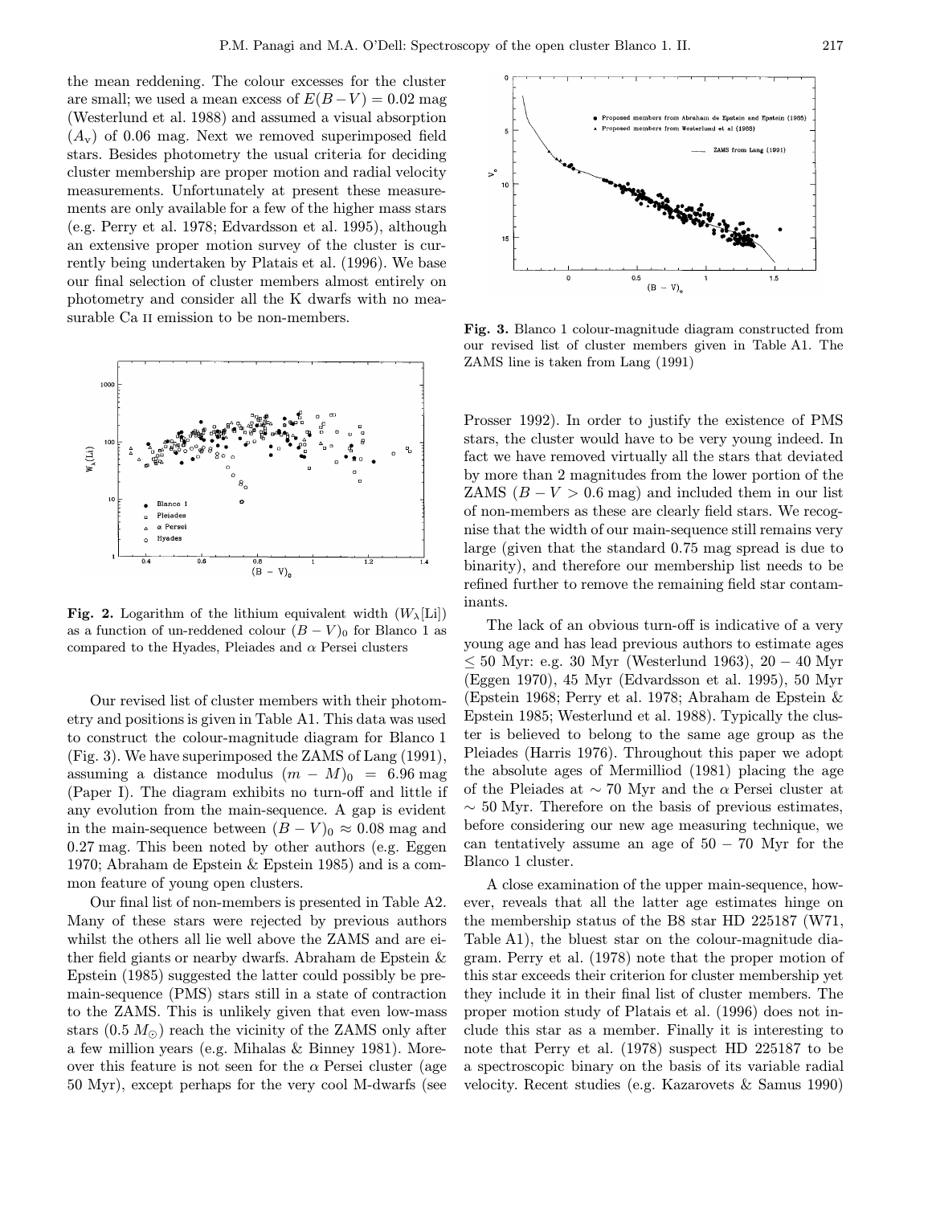the mean reddening. The colour excesses for the cluster are small; we used a mean excess of $E(B-V) = 0.02$ mag (Westerlund et al. 1988) and assumed a visual absorption ($A_v$) of 0.06 mag. Next we removed superimposed field stars. Besides photometry the usual criteria for deciding cluster membership are proper motion and radial velocity measurements. Unfortunately at present these measurements are only available for a few of the higher mass stars (e.g. Perry et al. 1978; Edvardsson et al. 1995), although an extensive proper motion survey of the cluster is currently being undertaken by Platais et al. (1996). We base our final selection of cluster members almost entirely on photometry and consider all the K dwarfs with no measurable Ca II emission to be non-members.

**Fig. 2.** Logarithm of the lithium equivalent width ($W_\lambda$[Li]) as a function of un-reddened colour $(B-V)_0$ for Blanco 1 as compared to the Hyades, Pleiades and $\alpha$ Persei clusters

Our revised list of cluster members with their photometry and positions is given in Table A1. This data was used to construct the colour-magnitude diagram for Blanco 1 (Fig. 3). We have superimposed the ZAMS of Lang (1991), assuming a distance modulus $(m-M)_0 = 6.96$ mag (Paper I). The diagram exhibits no turn-off and little if any evolution from the main-sequence. A gap is evident in the main-sequence between $(B-V)_0 \approx 0.08$ mag and 0.27 mag. This been noted by other authors (e.g. Eggen 1970; Abraham de Epstein & Epstein 1985) and is a common feature of young open clusters.

Our final list of non-members is presented in Table A2. Many of these stars were rejected by previous authors whilst the others all lie well above the ZAMS and are either field giants or nearby dwarfs. Abraham de Epstein & Epstein (1985) suggested the latter could possibly be pre-main-sequence (PMS) stars still in a state of contraction to the ZAMS. This is unlikely given that even low-mass stars ($0.5\,M_\odot$) reach the vicinity of the ZAMS only after a few million years (e.g. Mihalas & Binney 1981). Moreover this feature is not seen for the $\alpha$ Persei cluster (age 50 Myr), except perhaps for the very cool M-dwarfs (see Prosser 1992). In order to justify the existence of PMS stars, the cluster would have to be very young indeed. In fact we have removed virtually all the stars that deviated by more than 2 magnitudes from the lower portion of the ZAMS ($B-V > 0.6$ mag) and included them in our list of non-members as these are clearly field stars. We recognise that the width of our main-sequence still remains very large (given that the standard 0.75 mag spread is due to binarity), and therefore our membership list needs to be refined further to remove the remaining field star contaminants.

**Fig. 3.** Blanco 1 colour-magnitude diagram constructed from our revised list of cluster members given in Table A1. The ZAMS line is taken from Lang (1991)

The lack of an obvious turn-off is indicative of a very young age and has lead previous authors to estimate ages $\leq 50$ Myr: e.g. 30 Myr (Westerlund 1963), 20 − 40 Myr (Eggen 1970), 45 Myr (Edvardsson et al. 1995), 50 Myr (Epstein 1968; Perry et al. 1978; Abraham de Epstein & Epstein 1985; Westerlund et al. 1988). Typically the cluster is believed to belong to the same age group as the Pleiades (Harris 1976). Throughout this paper we adopt the absolute ages of Mermilliod (1981) placing the age of the Pleiades at $\sim 70$ Myr and the $\alpha$ Persei cluster at $\sim 50$ Myr. Therefore on the basis of previous estimates, before considering our new age measuring technique, we can tentatively assume an age of 50 − 70 Myr for the Blanco 1 cluster.

A close examination of the upper main-sequence, however, reveals that all the latter age estimates hinge on the membership status of the B8 star HD 225187 (W71, Table A1), the bluest star on the colour-magnitude diagram. Perry et al. (1978) note that the proper motion of this star exceeds their criterion for cluster membership yet they include it in their final list of cluster members. The proper motion study of Platais et al. (1996) does not include this star as a member. Finally it is interesting to note that Perry et al. (1978) suspect HD 225187 to be a spectroscopic binary on the basis of its variable radial velocity. Recent studies (e.g. Kazarovets & Samus 1990)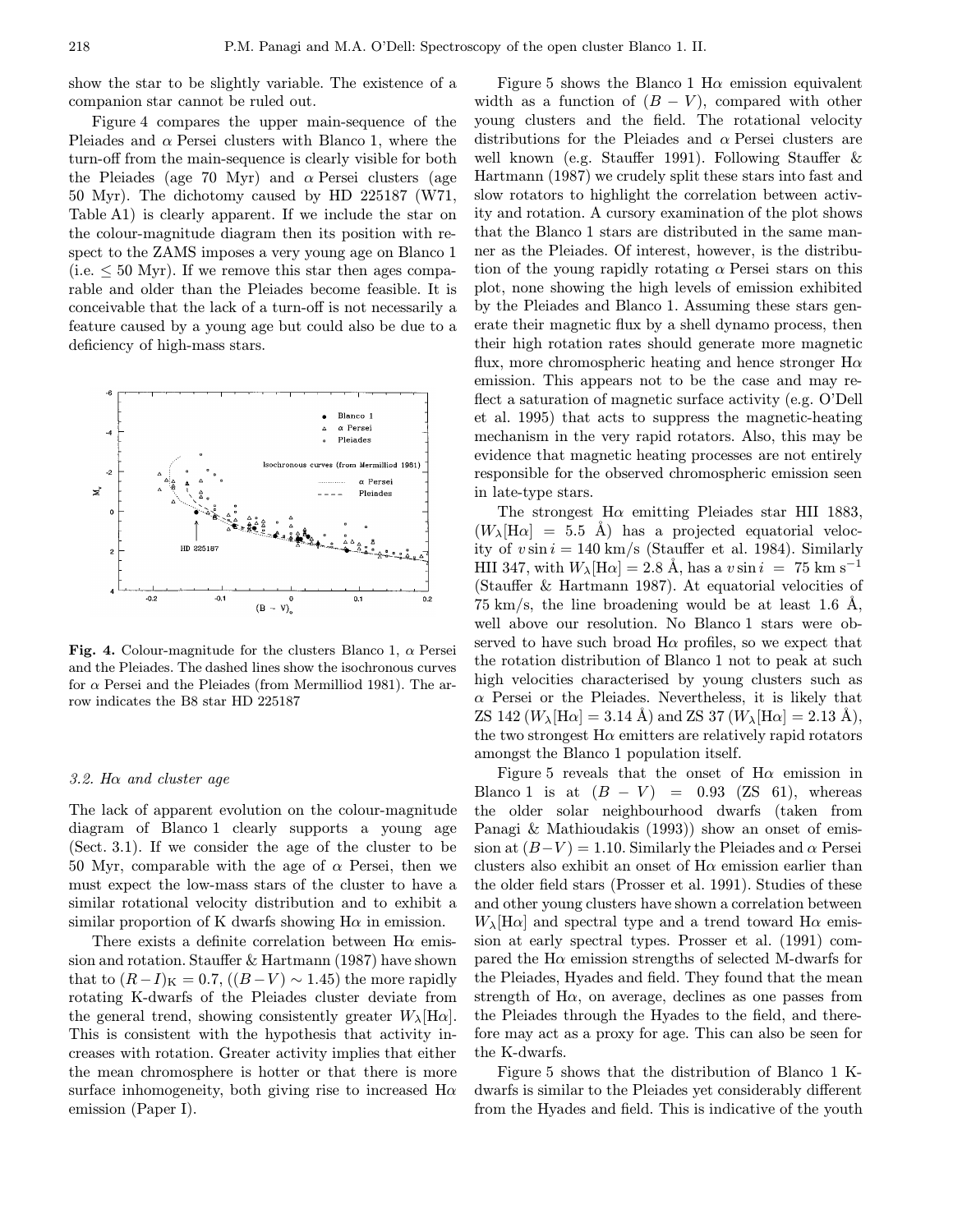show the star to be slightly variable. The existence of a companion star cannot be ruled out.

Figure 4 compares the upper main-sequence of the Pleiades and $\alpha$ Persei clusters with Blanco 1, where the turn-off from the main-sequence is clearly visible for both the Pleiades (age 70 Myr) and $\alpha$ Persei clusters (age 50 Myr). The dichotomy caused by HD 225187 (W71, Table A1) is clearly apparent. If we include the star on the colour-magnitude diagram then its position with respect to the ZAMS imposes a very young age on Blanco 1 (i.e. $\leq 50$ Myr). If we remove this star then ages comparable and older than the Pleiades become feasible. It is conceivable that the lack of a turn-off is not necessarily a feature caused by a young age but could also be due to a deficiency of high-mass stars.

**Fig. 4.** Colour-magnitude for the clusters Blanco 1, $\alpha$ Persei and the Pleiades. The dashed lines show the isochronous curves for $\alpha$ Persei and the Pleiades (from Mermilliod 1981). The arrow indicates the B8 star HD 225187

### 3.2. Hα and cluster age

The lack of apparent evolution on the colour-magnitude diagram of Blanco 1 clearly supports a young age (Sect. 3.1). If we consider the age of the cluster to be 50 Myr, comparable with the age of $\alpha$ Persei, then we must expect the low-mass stars of the cluster to have a similar rotational velocity distribution and to exhibit a similar proportion of K dwarfs showing H$\alpha$ in emission.

There exists a definite correlation between H$\alpha$ emission and rotation. Stauffer & Hartmann (1987) have shown that to $(R-I)_{\rm K} = 0.7$, ($(B-V) \sim 1.45$) the more rapidly rotating K-dwarfs of the Pleiades cluster deviate from the general trend, showing consistently greater $W_\lambda[{\rm H}\alpha]$. This is consistent with the hypothesis that activity increases with rotation. Greater activity implies that either the mean chromosphere is hotter or that there is more surface inhomogeneity, both giving rise to increased H$\alpha$ emission (Paper I).

Figure 5 shows the Blanco 1 H$\alpha$ emission equivalent width as a function of $(B-V)$, compared with other young clusters and the field. The rotational velocity distributions for the Pleiades and $\alpha$ Persei clusters are well known (e.g. Stauffer 1991). Following Stauffer & Hartmann (1987) we crudely split these stars into fast and slow rotators to highlight the correlation between activity and rotation. A cursory examination of the plot shows that the Blanco 1 stars are distributed in the same manner as the Pleiades. Of interest, however, is the distribution of the young rapidly rotating $\alpha$ Persei stars on this plot, none showing the high levels of emission exhibited by the Pleiades and Blanco 1. Assuming these stars generate their magnetic flux by a shell dynamo process, then their high rotation rates should generate more magnetic flux, more chromospheric heating and hence stronger H$\alpha$ emission. This appears not to be the case and may reflect a saturation of magnetic surface activity (e.g. O'Dell et al. 1995) that acts to suppress the magnetic-heating mechanism in the very rapid rotators. Also, this may be evidence that magnetic heating processes are not entirely responsible for the observed chromospheric emission seen in late-type stars.

The strongest H$\alpha$ emitting Pleiades star HII 1883, ($W_\lambda[{\rm H}\alpha] = 5.5$ Å) has a projected equatorial velocity of $v \sin i = 140$ km/s (Stauffer et al. 1984). Similarly HII 347, with $W_\lambda[{\rm H}\alpha] = 2.8$ Å, has a $v \sin i = 75$ km s$^{-1}$ (Stauffer & Hartmann 1987). At equatorial velocities of 75 km/s, the line broadening would be at least 1.6 Å, well above our resolution. No Blanco 1 stars were observed to have such broad H$\alpha$ profiles, so we expect that the rotation distribution of Blanco 1 not to peak at such high velocities characterised by young clusters such as $\alpha$ Persei or the Pleiades. Nevertheless, it is likely that ZS 142 ($W_\lambda[{\rm H}\alpha] = 3.14$ Å) and ZS 37 ($W_\lambda[{\rm H}\alpha] = 2.13$ Å), the two strongest H$\alpha$ emitters are relatively rapid rotators amongst the Blanco 1 population itself.

Figure 5 reveals that the onset of H$\alpha$ emission in Blanco 1 is at $(B-V) = 0.93$ (ZS 61), whereas the older solar neighbourhood dwarfs (taken from Panagi & Mathioudakis (1993)) show an onset of emission at $(B-V) = 1.10$. Similarly the Pleiades and $\alpha$ Persei clusters also exhibit an onset of H$\alpha$ emission earlier than the older field stars (Prosser et al. 1991). Studies of these and other young clusters have shown a correlation between $W_\lambda[{\rm H}\alpha]$ and spectral type and a trend toward H$\alpha$ emission at early spectral types. Prosser et al. (1991) compared the H$\alpha$ emission strengths of selected M-dwarfs for the Pleiades, Hyades and field. They found that the mean strength of H$\alpha$, on average, declines as one passes from the Pleiades through the Hyades to the field, and therefore may act as a proxy for age. This can also be seen for the K-dwarfs.

Figure 5 shows that the distribution of Blanco 1 K-dwarfs is similar to the Pleiades yet considerably different from the Hyades and field. This is indicative of the youth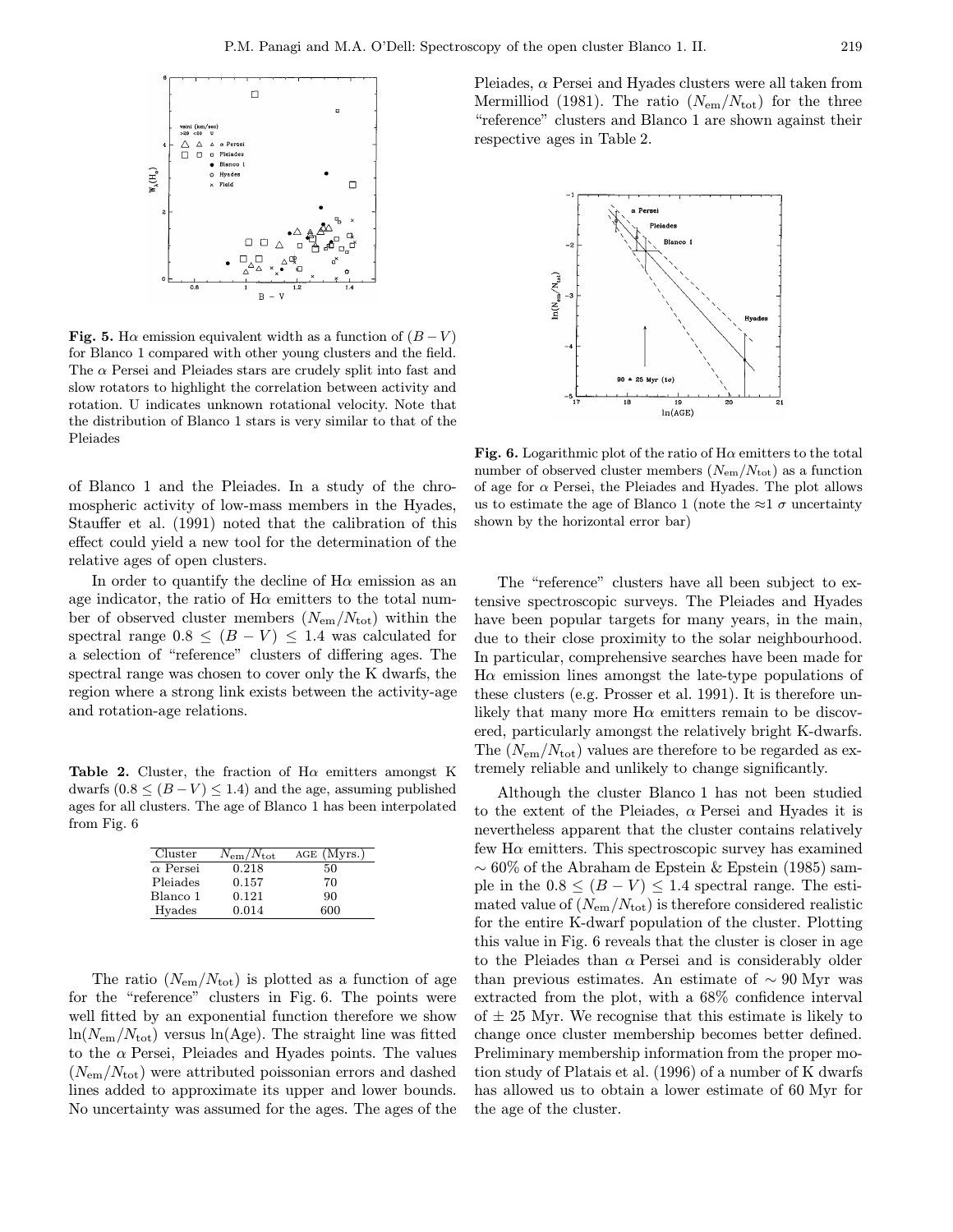**Fig. 5.** Hα emission equivalent width as a function of $(B-V)$ for Blanco 1 compared with other young clusters and the field. The α Persei and Pleiades stars are crudely split into fast and slow rotators to highlight the correlation between activity and rotation. U indicates unknown rotational velocity. Note that the distribution of Blanco 1 stars is very similar to that of the Pleiades

of Blanco 1 and the Pleiades. In a study of the chromospheric activity of low-mass members in the Hyades, Stauffer et al. (1991) noted that the calibration of this effect could yield a new tool for the determination of the relative ages of open clusters.

In order to quantify the decline of Hα emission as an age indicator, the ratio of Hα emitters to the total number of observed cluster members $(N_{\rm em}/N_{\rm tot})$ within the spectral range $0.8 \leq (B-V) \leq 1.4$ was calculated for a selection of "reference" clusters of differing ages. The spectral range was chosen to cover only the K dwarfs, the region where a strong link exists between the activity-age and rotation-age relations.

**Table 2.** Cluster, the fraction of Hα emitters amongst K dwarfs $(0.8 \leq (B-V) \leq 1.4)$ and the age, assuming published ages for all clusters. The age of Blanco 1 has been interpolated from Fig. 6

| Cluster | $N_{\rm em}/N_{\rm tot}$ | AGE (Myrs.) |
|---|---|---|
| α Persei | 0.218 | 50 |
| Pleiades | 0.157 | 70 |
| Blanco 1 | 0.121 | 90 |
| Hyades | 0.014 | 600 |

The ratio $(N_{\rm em}/N_{\rm tot})$ is plotted as a function of age for the "reference" clusters in Fig. 6. The points were well fitted by an exponential function therefore we show $\ln(N_{\rm em}/N_{\rm tot})$ versus ln(Age). The straight line was fitted to the α Persei, Pleiades and Hyades points. The values $(N_{\rm em}/N_{\rm tot})$ were attributed poissonian errors and dashed lines added to approximate its upper and lower bounds. No uncertainty was assumed for the ages. The ages of the Pleiades, α Persei and Hyades clusters were all taken from Mermilliod (1981). The ratio $(N_{\rm em}/N_{\rm tot})$ for the three "reference" clusters and Blanco 1 are shown against their respective ages in Table 2.

**Fig. 6.** Logarithmic plot of the ratio of Hα emitters to the total number of observed cluster members $(N_{\rm em}/N_{\rm tot})$ as a function of age for α Persei, the Pleiades and Hyades. The plot allows us to estimate the age of Blanco 1 (note the ≈1 σ uncertainty shown by the horizontal error bar)

The "reference" clusters have all been subject to extensive spectroscopic surveys. The Pleiades and Hyades have been popular targets for many years, in the main, due to their close proximity to the solar neighbourhood. In particular, comprehensive searches have been made for Hα emission lines amongst the late-type populations of these clusters (e.g. Prosser et al. 1991). It is therefore unlikely that many more Hα emitters remain to be discovered, particularly amongst the relatively bright K-dwarfs. The $(N_{\rm em}/N_{\rm tot})$ values are therefore to be regarded as extremely reliable and unlikely to change significantly.

Although the cluster Blanco 1 has not been studied to the extent of the Pleiades, α Persei and Hyades it is nevertheless apparent that the cluster contains relatively few Hα emitters. This spectroscopic survey has examined ∼ 60% of the Abraham de Epstein & Epstein (1985) sample in the $0.8 \leq (B-V) \leq 1.4$ spectral range. The estimated value of $(N_{\rm em}/N_{\rm tot})$ is therefore considered realistic for the entire K-dwarf population of the cluster. Plotting this value in Fig. 6 reveals that the cluster is closer in age to the Pleiades than α Persei and is considerably older than previous estimates. An estimate of ∼ 90 Myr was extracted from the plot, with a 68% confidence interval of ± 25 Myr. We recognise that this estimate is likely to change once cluster membership becomes better defined. Preliminary membership information from the proper motion study of Platais et al. (1996) of a number of K dwarfs has allowed us to obtain a lower estimate of 60 Myr for the age of the cluster.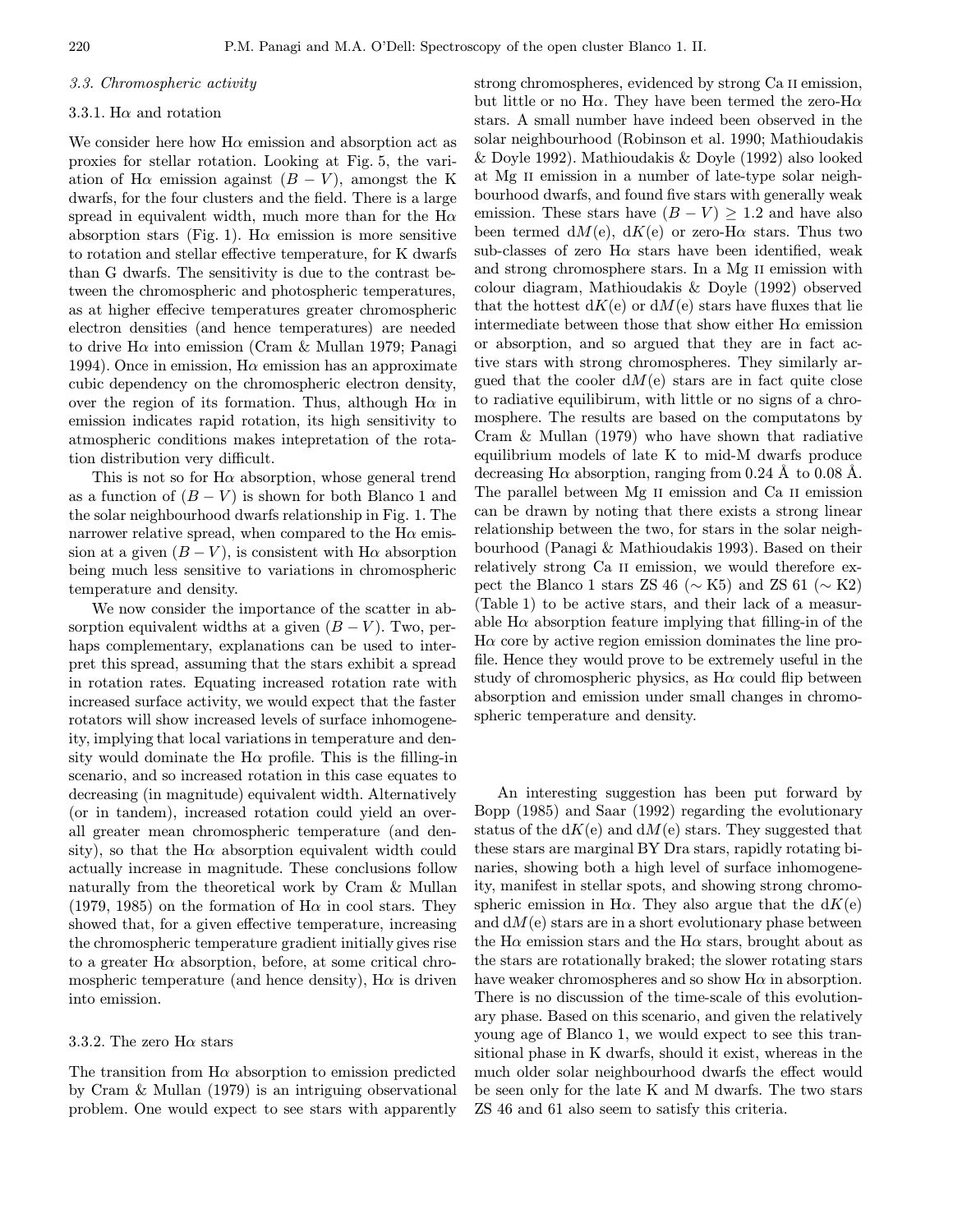### 3.3. Chromospheric activity

#### 3.3.1. Hα and rotation

We consider here how Hα emission and absorption act as proxies for stellar rotation. Looking at Fig. 5, the variation of Hα emission against $(B-V)$, amongst the K dwarfs, for the four clusters and the field. There is a large spread in equivalent width, much more than for the Hα absorption stars (Fig. 1). Hα emission is more sensitive to rotation and stellar effective temperature, for K dwarfs than G dwarfs. The sensitivity is due to the contrast between the chromospheric and photospheric temperatures, as at higher effecive temperatures greater chromospheric electron densities (and hence temperatures) are needed to drive Hα into emission (Cram & Mullan 1979; Panagi 1994). Once in emission, Hα emission has an approximate cubic dependency on the chromospheric electron density, over the region of its formation. Thus, although Hα in emission indicates rapid rotation, its high sensitivity to atmospheric conditions makes intepretation of the rotation distribution very difficult.

This is not so for Hα absorption, whose general trend as a function of $(B-V)$ is shown for both Blanco 1 and the solar neighbourhood dwarfs relationship in Fig. 1. The narrower relative spread, when compared to the Hα emission at a given $(B-V)$, is consistent with Hα absorption being much less sensitive to variations in chromospheric temperature and density.

We now consider the importance of the scatter in absorption equivalent widths at a given $(B-V)$. Two, perhaps complementary, explanations can be used to interpret this spread, assuming that the stars exhibit a spread in rotation rates. Equating increased rotation rate with increased surface activity, we would expect that the faster rotators will show increased levels of surface inhomogeneity, implying that local variations in temperature and density would dominate the Hα profile. This is the filling-in scenario, and so increased rotation in this case equates to decreasing (in magnitude) equivalent width. Alternatively (or in tandem), increased rotation could yield an overall greater mean chromospheric temperature (and density), so that the Hα absorption equivalent width could actually increase in magnitude. These conclusions follow naturally from the theoretical work by Cram & Mullan (1979, 1985) on the formation of Hα in cool stars. They showed that, for a given effective temperature, increasing the chromospheric temperature gradient initially gives rise to a greater Hα absorption, before, at some critical chromospheric temperature (and hence density), Hα is driven into emission.

#### 3.3.2. The zero Hα stars

The transition from Hα absorption to emission predicted by Cram & Mullan (1979) is an intriguing observational problem. One would expect to see stars with apparently strong chromospheres, evidenced by strong Ca II emission, but little or no Hα. They have been termed the zero-Hα stars. A small number have indeed been observed in the solar neighbourhood (Robinson et al. 1990; Mathioudakis & Doyle 1992). Mathioudakis & Doyle (1992) also looked at Mg II emission in a number of late-type solar neighbourhood dwarfs, and found five stars with generally weak emission. These stars have $(B-V) \geq 1.2$ and have also been termed d$M$(e), d$K$(e) or zero-Hα stars. Thus two sub-classes of zero Hα stars have been identified, weak and strong chromosphere stars. In a Mg II emission with colour diagram, Mathioudakis & Doyle (1992) observed that the hottest d$K$(e) or d$M$(e) stars have fluxes that lie intermediate between those that show either Hα emission or absorption, and so argued that they are in fact active stars with strong chromospheres. They similarly argued that the cooler d$M$(e) stars are in fact quite close to radiative equilibirum, with little or no signs of a chromosphere. The results are based on the computatons by Cram & Mullan (1979) who have shown that radiative equilibrium models of late K to mid-M dwarfs produce decreasing Hα absorption, ranging from 0.24 Å to 0.08 Å. The parallel between Mg II emission and Ca II emission can be drawn by noting that there exists a strong linear relationship between the two, for stars in the solar neighbourhood (Panagi & Mathioudakis 1993). Based on their relatively strong Ca II emission, we would therefore expect the Blanco 1 stars ZS 46 (∼ K5) and ZS 61 (∼ K2) (Table 1) to be active stars, and their lack of a measurable Hα absorption feature implying that filling-in of the Hα core by active region emission dominates the line profile. Hence they would prove to be extremely useful in the study of chromospheric physics, as Hα could flip between absorption and emission under small changes in chromospheric temperature and density.

An interesting suggestion has been put forward by Bopp (1985) and Saar (1992) regarding the evolutionary status of the d$K$(e) and d$M$(e) stars. They suggested that these stars are marginal BY Dra stars, rapidly rotating binaries, showing both a high level of surface inhomogeneity, manifest in stellar spots, and showing strong chromospheric emission in Hα. They also argue that the d$K$(e) and d$M$(e) stars are in a short evolutionary phase between the Hα emission stars and the Hα stars, brought about as the stars are rotationally braked; the slower rotating stars have weaker chromospheres and so show Hα in absorption. There is no discussion of the time-scale of this evolutionary phase. Based on this scenario, and given the relatively young age of Blanco 1, we would expect to see this transitional phase in K dwarfs, should it exist, whereas in the much older solar neighbourhood dwarfs the effect would be seen only for the late K and M dwarfs. The two stars ZS 46 and 61 also seem to satisfy this criteria.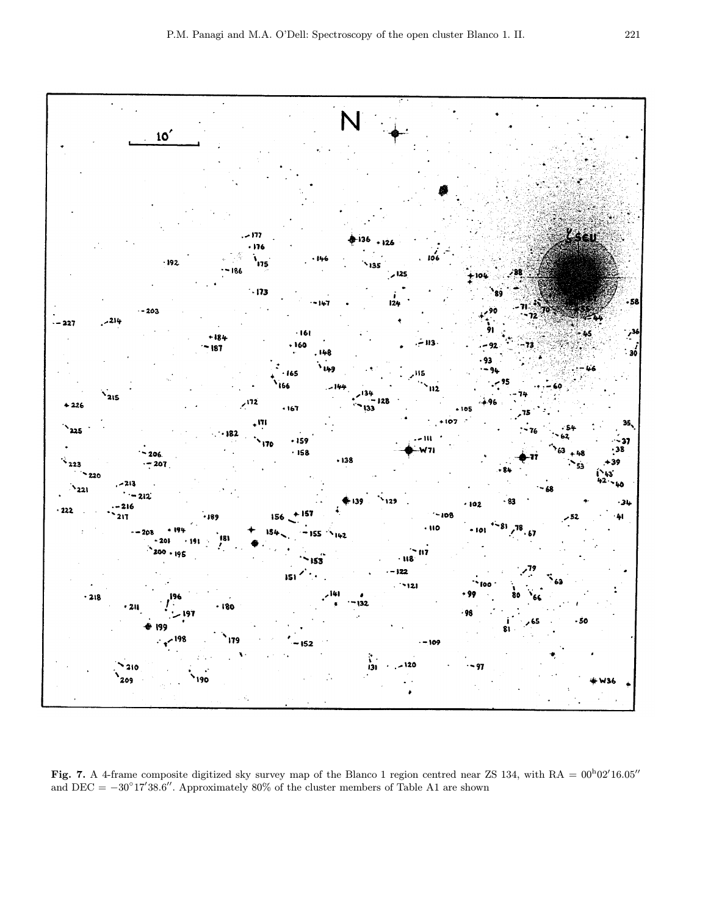**Fig. 7.** A 4-frame composite digitized sky survey map of the Blanco 1 region centred near ZS 134, with RA = $00^{h}02'16.05''$ and DEC = $-30°17'38.6''$. Approximately 80% of the cluster members of Table A1 are shown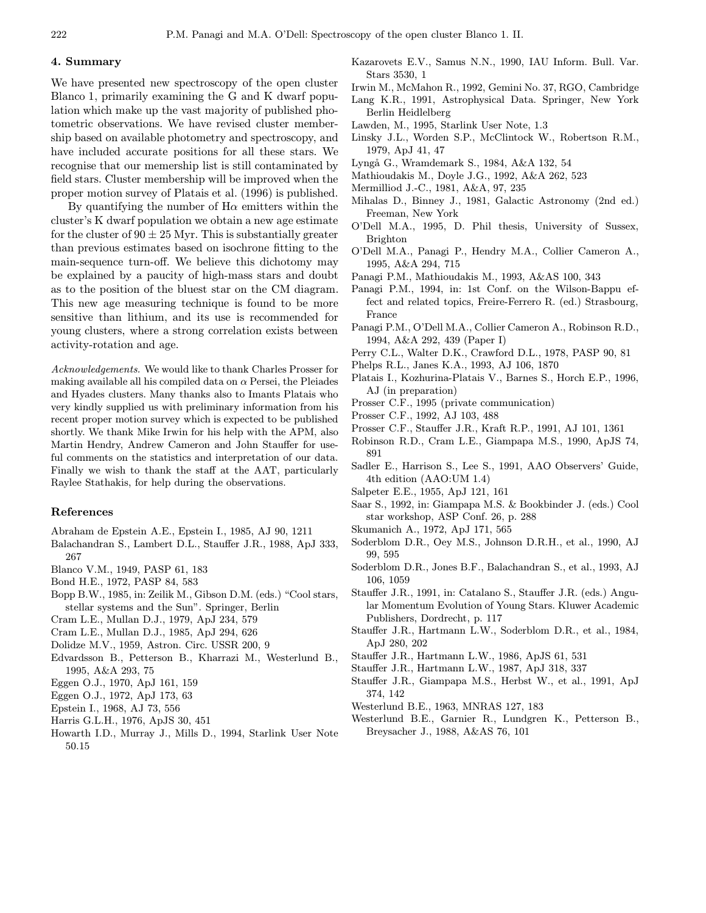## 4. Summary

We have presented new spectroscopy of the open cluster Blanco 1, primarily examining the G and K dwarf population which make up the vast majority of published photometric observations. We have revised cluster membership based on available photometry and spectroscopy, and have included accurate positions for all these stars. We recognise that our memership list is still contaminated by field stars. Cluster membership will be improved when the proper motion survey of Platais et al. (1996) is published.

By quantifying the number of H$\alpha$ emitters within the cluster's K dwarf population we obtain a new age estimate for the cluster of $90 \pm 25$ Myr. This is substantially greater than previous estimates based on isochrone fitting to the main-sequence turn-off. We believe this dichotomy may be explained by a paucity of high-mass stars and doubt as to the position of the bluest star on the CM diagram. This new age measuring technique is found to be more sensitive than lithium, and its use is recommended for young clusters, where a strong correlation exists between activity-rotation and age.

*Acknowledgements.* We would like to thank Charles Prosser for making available all his compiled data on $\alpha$ Persei, the Pleiades and Hyades clusters. Many thanks also to Imants Platais who very kindly supplied us with preliminary information from his recent proper motion survey which is expected to be published shortly. We thank Mike Irwin for his help with the APM, also Martin Hendry, Andrew Cameron and John Stauffer for useful comments on the statistics and interpretation of our data. Finally we wish to thank the staff at the AAT, particularly Raylee Stathakis, for help during the observations.

## References

Abraham de Epstein A.E., Epstein I., 1985, AJ 90, 1211

Balachandran S., Lambert D.L., Stauffer J.R., 1988, ApJ 333, 267

Blanco V.M., 1949, PASP 61, 183

Bond H.E., 1972, PASP 84, 583

Bopp B.W., 1985, in: Zeilik M., Gibson D.M. (eds.) "Cool stars, stellar systems and the Sun". Springer, Berlin

Cram L.E., Mullan D.J., 1979, ApJ 234, 579

Cram L.E., Mullan D.J., 1985, ApJ 294, 626

Dolidze M.V., 1959, Astron. Circ. USSR 200, 9

Edvardsson B., Petterson B., Kharrazi M., Westerlund B., 1995, A&A 293, 75

Eggen O.J., 1970, ApJ 161, 159

Eggen O.J., 1972, ApJ 173, 63

Epstein I., 1968, AJ 73, 556

Harris G.L.H., 1976, ApJS 30, 451

Howarth I.D., Murray J., Mills D., 1994, Starlink User Note 50.15

Kazarovets E.V., Samus N.N., 1990, IAU Inform. Bull. Var. Stars 3530, 1

Irwin M., McMahon R., 1992, Gemini No. 37, RGO, Cambridge

Lang K.R., 1991, Astrophysical Data. Springer, New York Berlin Heidlelberg

Lawden, M., 1995, Starlink User Note, 1.3

Linsky J.L., Worden S.P., McClintock W., Robertson R.M., 1979, ApJ 41, 47

Lyngå G., Wramdemark S., 1984, A&A 132, 54

Mathioudakis M., Doyle J.G., 1992, A&A 262, 523

Mermilliod J.-C., 1981, A&A, 97, 235

Mihalas D., Binney J., 1981, Galactic Astronomy (2nd ed.) Freeman, New York

O'Dell M.A., 1995, D. Phil thesis, University of Sussex, Brighton

O'Dell M.A., Panagi P., Hendry M.A., Collier Cameron A., 1995, A&A 294, 715

Panagi P.M., Mathioudakis M., 1993, A&AS 100, 343

Panagi P.M., 1994, in: 1st Conf. on the Wilson-Bappu effect and related topics, Freire-Ferrero R. (ed.) Strasbourg, France

Panagi P.M., O'Dell M.A., Collier Cameron A., Robinson R.D., 1994, A&A 292, 439 (Paper I)

Perry C.L., Walter D.K., Crawford D.L., 1978, PASP 90, 81

Phelps R.L., Janes K.A., 1993, AJ 106, 1870

Platais I., Kozhurina-Platais V., Barnes S., Horch E.P., 1996, AJ (in preparation)

Prosser C.F., 1995 (private communication)

Prosser C.F., 1992, AJ 103, 488

Prosser C.F., Stauffer J.R., Kraft R.P., 1991, AJ 101, 1361

Robinson R.D., Cram L.E., Giampapa M.S., 1990, ApJS 74, 891

Sadler E., Harrison S., Lee S., 1991, AAO Observers' Guide, 4th edition (AAO:UM 1.4)

Salpeter E.E., 1955, ApJ 121, 161

Saar S., 1992, in: Giampapa M.S. & Bookbinder J. (eds.) Cool star workshop, ASP Conf. 26, p. 288

Skumanich A., 1972, ApJ 171, 565

Soderblom D.R., Oey M.S., Johnson D.R.H., et al., 1990, AJ 99, 595

Soderblom D.R., Jones B.F., Balachandran S., et al., 1993, AJ 106, 1059

Stauffer J.R., 1991, in: Catalano S., Stauffer J.R. (eds.) Angular Momentum Evolution of Young Stars. Kluwer Academic Publishers, Dordrecht, p. 117

Stauffer J.R., Hartmann L.W., Soderblom D.R., et al., 1984, ApJ 280, 202

Stauffer J.R., Hartmann L.W., 1986, ApJS 61, 531

Stauffer J.R., Hartmann L.W., 1987, ApJ 318, 337

Stauffer J.R., Giampapa M.S., Herbst W., et al., 1991, ApJ 374, 142

Westerlund B.E., 1963, MNRAS 127, 183

Westerlund B.E., Garnier R., Lundgren K., Petterson B., Breysacher J., 1988, A&AS 76, 101